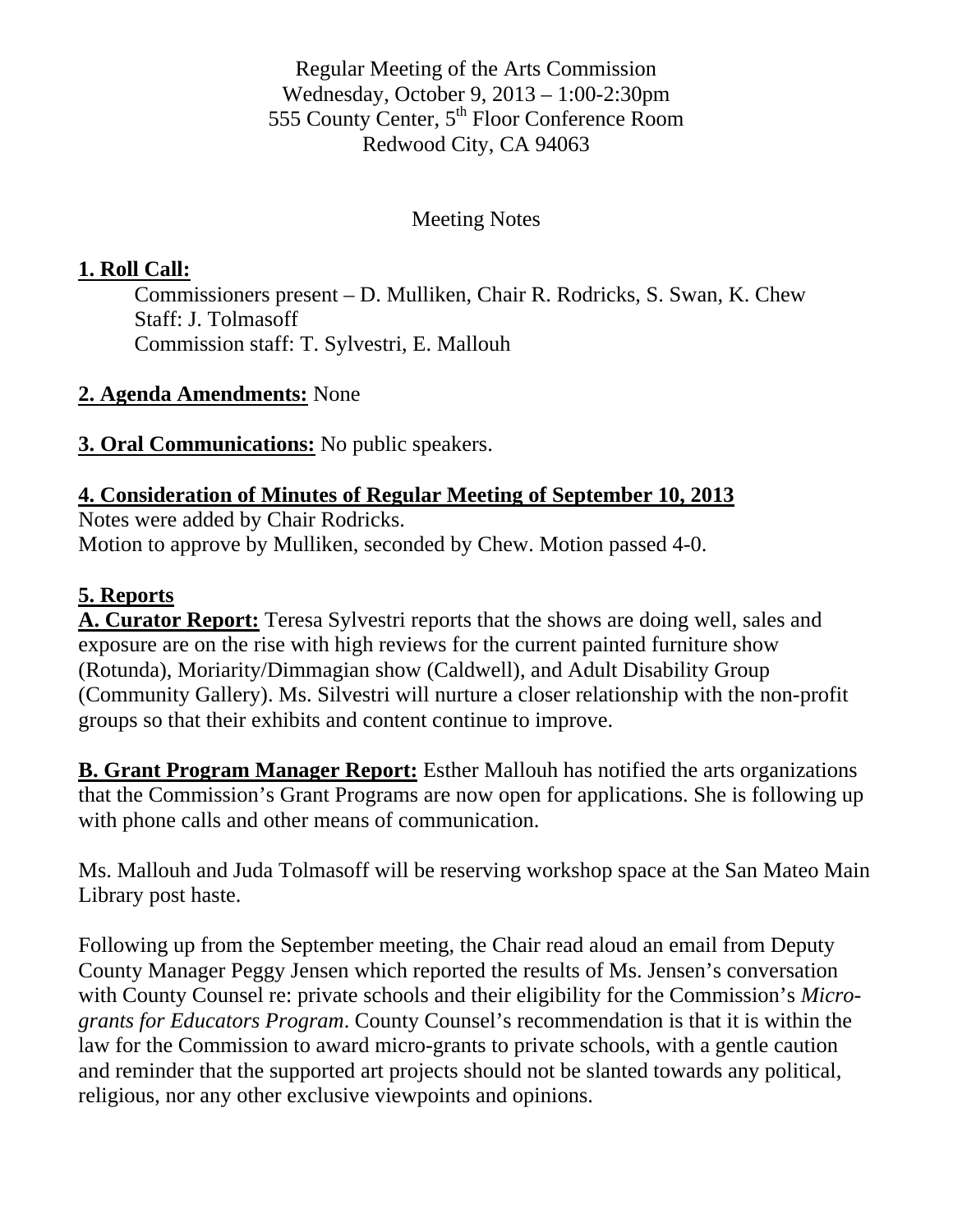Regular Meeting of the Arts Commission
Wednesday, October 9, 2013 – 1:00-2:30pm
555 County Center, 5th Floor Conference Room
Redwood City, CA 94063

Meeting Notes

**1. Roll Call:**

Commissioners present – D. Mulliken, Chair R. Rodricks, S. Swan, K. Chew
Staff: J. Tolmasoff
Commission staff: T. Sylvestri, E. Mallouh

**2. Agenda Amendments:** None

**3. Oral Communications:** No public speakers.

**4. Consideration of Minutes of Regular Meeting of September 10, 2013**

Notes were added by Chair Rodricks.
Motion to approve by Mulliken, seconded by Chew. Motion passed 4-0.

**5. Reports**

**A. Curator Report:** Teresa Sylvestri reports that the shows are doing well, sales and exposure are on the rise with high reviews for the current painted furniture show (Rotunda), Moriarity/Dimmagian show (Caldwell), and Adult Disability Group (Community Gallery). Ms. Silvestri will nurture a closer relationship with the non-profit groups so that their exhibits and content continue to improve.

**B. Grant Program Manager Report:** Esther Mallouh has notified the arts organizations that the Commission's Grant Programs are now open for applications. She is following up with phone calls and other means of communication.

Ms. Mallouh and Juda Tolmasoff will be reserving workshop space at the San Mateo Main Library post haste.

Following up from the September meeting, the Chair read aloud an email from Deputy County Manager Peggy Jensen which reported the results of Ms. Jensen's conversation with County Counsel re: private schools and their eligibility for the Commission's *Micro-grants for Educators Program*. County Counsel's recommendation is that it is within the law for the Commission to award micro-grants to private schools, with a gentle caution and reminder that the supported art projects should not be slanted towards any political, religious, nor any other exclusive viewpoints and opinions.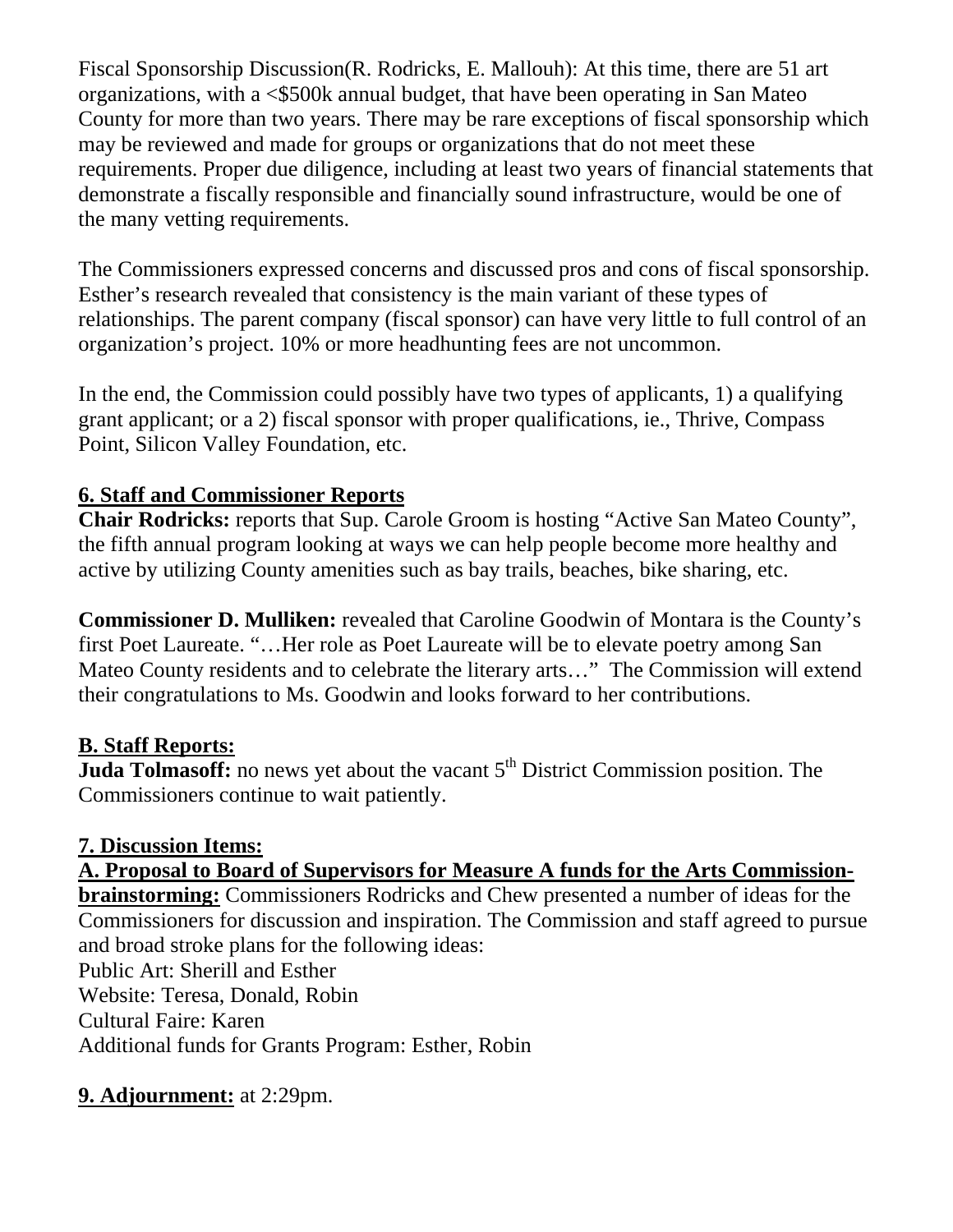Fiscal Sponsorship Discussion(R. Rodricks, E. Mallouh): At this time, there are 51 art organizations, with a <$500k annual budget, that have been operating in San Mateo County for more than two years. There may be rare exceptions of fiscal sponsorship which may be reviewed and made for groups or organizations that do not meet these requirements. Proper due diligence, including at least two years of financial statements that demonstrate a fiscally responsible and financially sound infrastructure, would be one of the many vetting requirements.

The Commissioners expressed concerns and discussed pros and cons of fiscal sponsorship. Esther's research revealed that consistency is the main variant of these types of relationships. The parent company (fiscal sponsor) can have very little to full control of an organization's project. 10% or more headhunting fees are not uncommon.

In the end, the Commission could possibly have two types of applicants, 1) a qualifying grant applicant; or a 2) fiscal sponsor with proper qualifications, ie., Thrive, Compass Point, Silicon Valley Foundation, etc.

**6. Staff and Commissioner Reports**

**Chair Rodricks:** reports that Sup. Carole Groom is hosting "Active San Mateo County", the fifth annual program looking at ways we can help people become more healthy and active by utilizing County amenities such as bay trails, beaches, bike sharing, etc.

**Commissioner D. Mulliken:** revealed that Caroline Goodwin of Montara is the County's first Poet Laureate. "…Her role as Poet Laureate will be to elevate poetry among San Mateo County residents and to celebrate the literary arts…" The Commission will extend their congratulations to Ms. Goodwin and looks forward to her contributions.

**B. Staff Reports:**

**Juda Tolmasoff:** no news yet about the vacant 5th District Commission position. The Commissioners continue to wait patiently.

**7. Discussion Items:**

**A. Proposal to Board of Supervisors for Measure A funds for the Arts Commission-brainstorming:** Commissioners Rodricks and Chew presented a number of ideas for the Commissioners for discussion and inspiration. The Commission and staff agreed to pursue and broad stroke plans for the following ideas:

Public Art: Sherill and Esther
Website: Teresa, Donald, Robin
Cultural Faire: Karen
Additional funds for Grants Program: Esther, Robin

**9. Adjournment:** at 2:29pm.